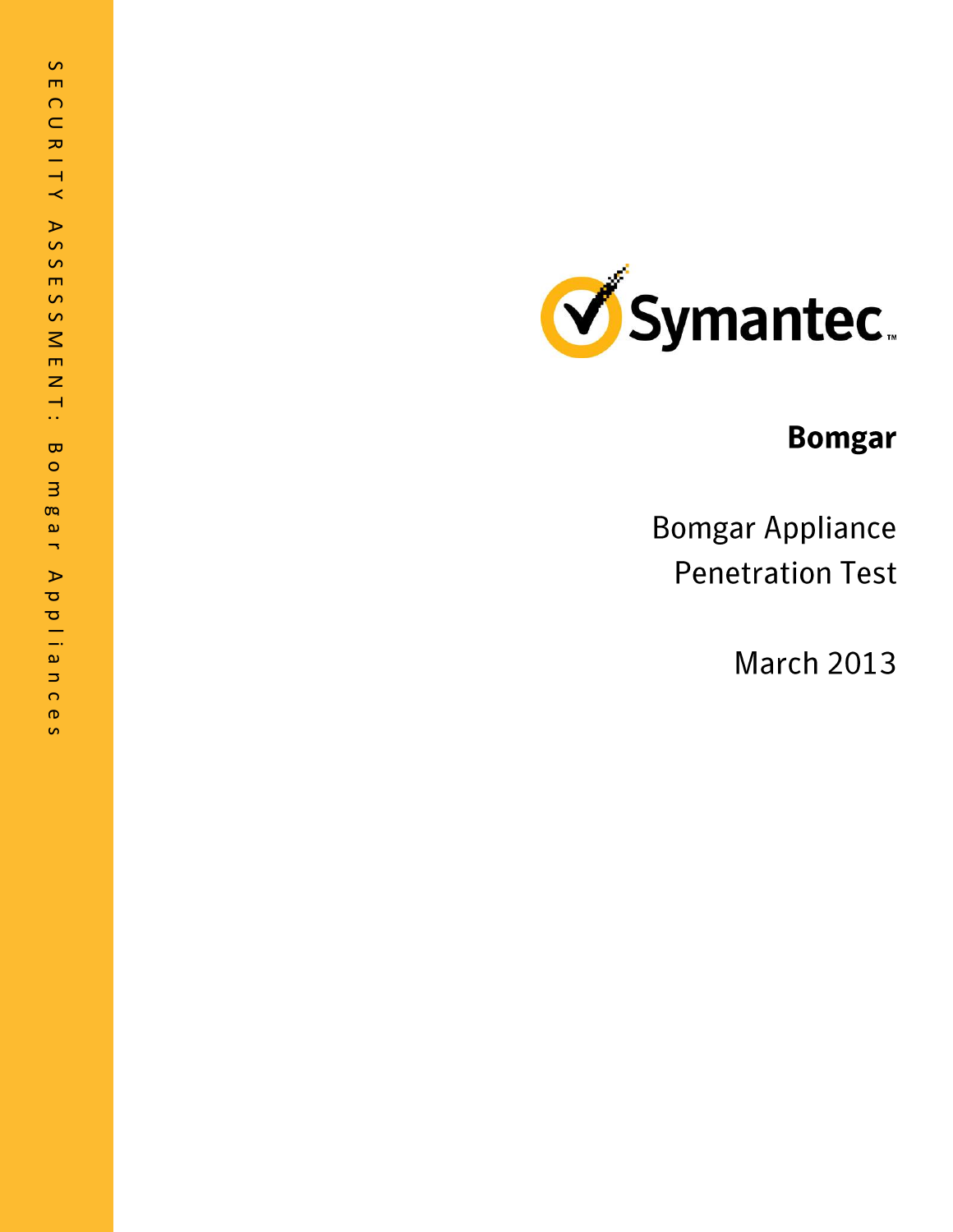SECURITY ASSESSMENT: Bomgar Appliances

Symantec

# Bomgar

## Bomgar Appliance Penetration Test

March 2013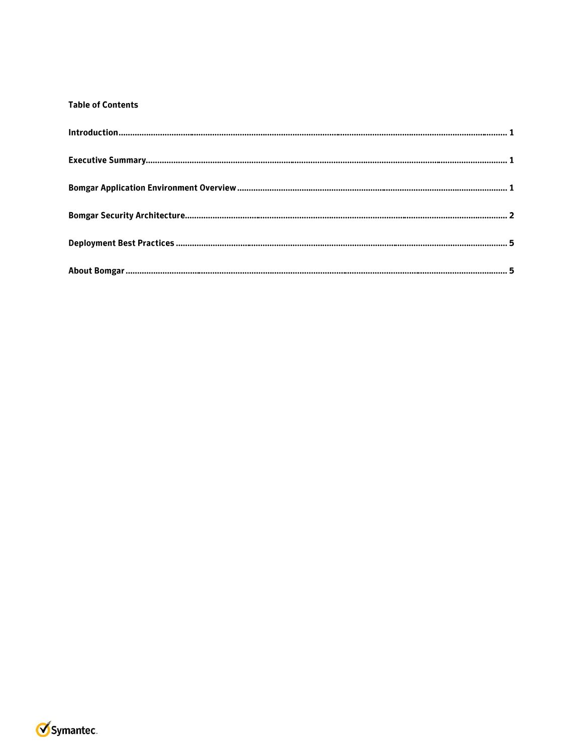**Table of Contents**

Introduction........................................................................................................................................................................ 1

Executive Summary........................................................................................................................................................... 1

Bomgar Application Environment Overview .................................................................................................................... 1

Bomgar Security Architecture........................................................................................................................................... 2

Deployment Best Practices ................................................................................................................................................ 5

About Bomgar .................................................................................................................................................................... 5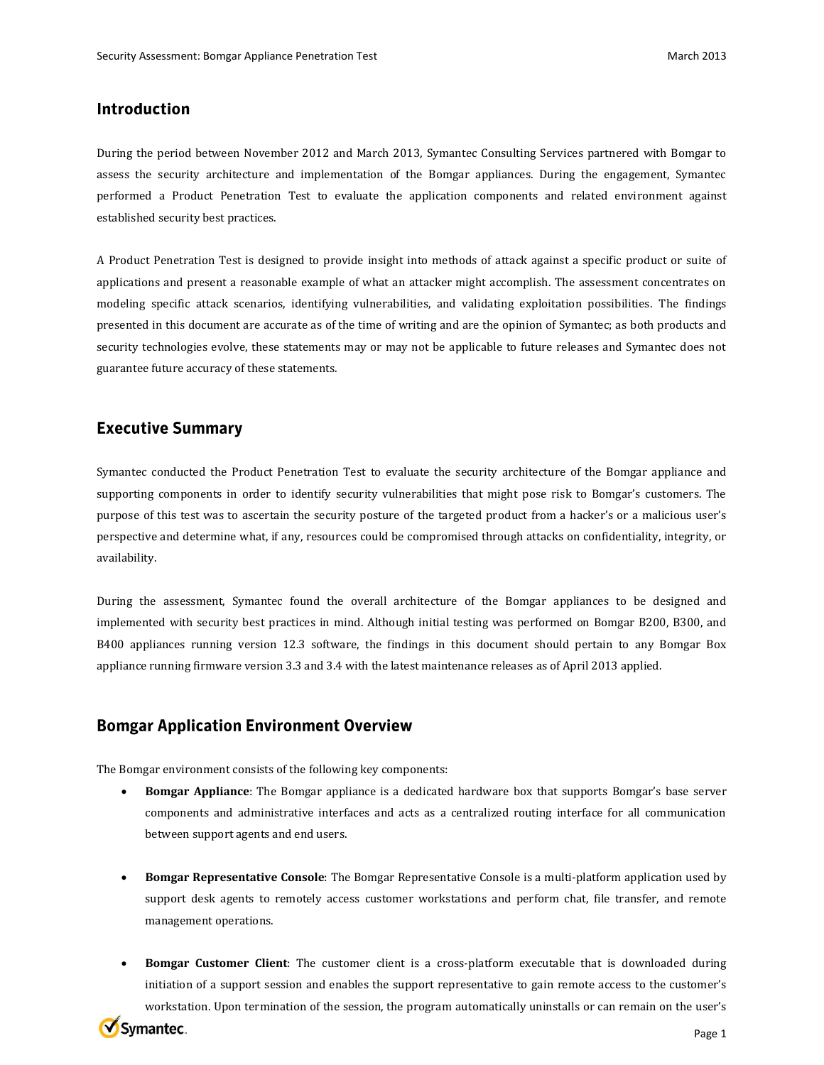## Introduction

During the period between November 2012 and March 2013, Symantec Consulting Services partnered with Bomgar to assess the security architecture and implementation of the Bomgar appliances. During the engagement, Symantec performed a Product Penetration Test to evaluate the application components and related environment against established security best practices.

A Product Penetration Test is designed to provide insight into methods of attack against a specific product or suite of applications and present a reasonable example of what an attacker might accomplish. The assessment concentrates on modeling specific attack scenarios, identifying vulnerabilities, and validating exploitation possibilities. The findings presented in this document are accurate as of the time of writing and are the opinion of Symantec; as both products and security technologies evolve, these statements may or may not be applicable to future releases and Symantec does not guarantee future accuracy of these statements.

## Executive Summary

Symantec conducted the Product Penetration Test to evaluate the security architecture of the Bomgar appliance and supporting components in order to identify security vulnerabilities that might pose risk to Bomgar's customers. The purpose of this test was to ascertain the security posture of the targeted product from a hacker's or a malicious user's perspective and determine what, if any, resources could be compromised through attacks on confidentiality, integrity, or availability.

During the assessment, Symantec found the overall architecture of the Bomgar appliances to be designed and implemented with security best practices in mind. Although initial testing was performed on Bomgar B200, B300, and B400 appliances running version 12.3 software, the findings in this document should pertain to any Bomgar Box appliance running firmware version 3.3 and 3.4 with the latest maintenance releases as of April 2013 applied.

## Bomgar Application Environment Overview

The Bomgar environment consists of the following key components:

- **Bomgar Appliance**: The Bomgar appliance is a dedicated hardware box that supports Bomgar's base server components and administrative interfaces and acts as a centralized routing interface for all communication between support agents and end users.

- **Bomgar Representative Console**: The Bomgar Representative Console is a multi-platform application used by support desk agents to remotely access customer workstations and perform chat, file transfer, and remote management operations.

- **Bomgar Customer Client**: The customer client is a cross-platform executable that is downloaded during initiation of a support session and enables the support representative to gain remote access to the customer's workstation. Upon termination of the session, the program automatically uninstalls or can remain on the user's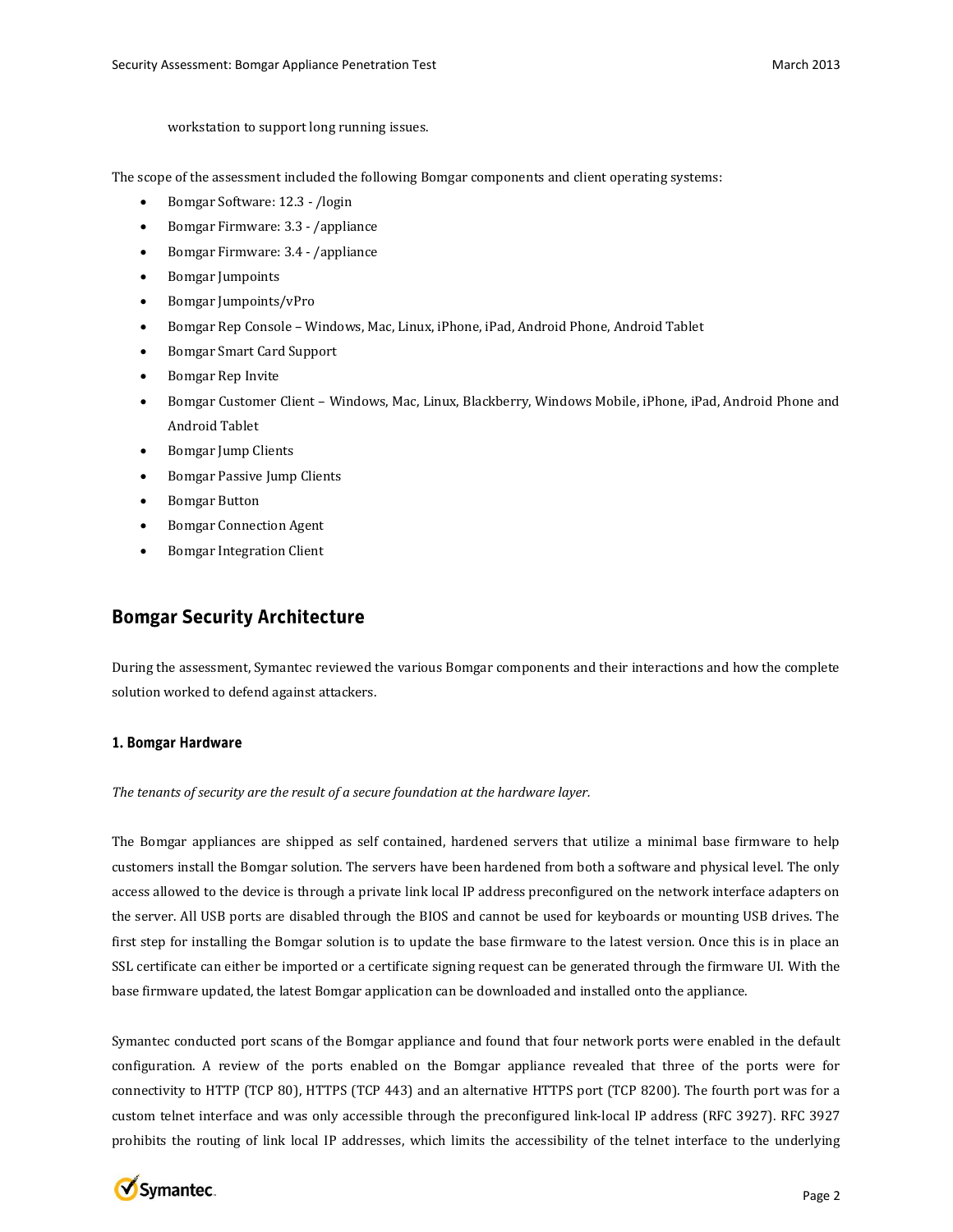workstation to support long running issues.

The scope of the assessment included the following Bomgar components and client operating systems:

- Bomgar Software: 12.3 - /login
- Bomgar Firmware: 3.3 - /appliance
- Bomgar Firmware: 3.4 - /appliance
- Bomgar Jumpoints
- Bomgar Jumpoints/vPro
- Bomgar Rep Console – Windows, Mac, Linux, iPhone, iPad, Android Phone, Android Tablet
- Bomgar Smart Card Support
- Bomgar Rep Invite
- Bomgar Customer Client – Windows, Mac, Linux, Blackberry, Windows Mobile, iPhone, iPad, Android Phone and Android Tablet
- Bomgar Jump Clients
- Bomgar Passive Jump Clients
- Bomgar Button
- Bomgar Connection Agent
- Bomgar Integration Client

## Bomgar Security Architecture

During the assessment, Symantec reviewed the various Bomgar components and their interactions and how the complete solution worked to defend against attackers.

### 1. Bomgar Hardware

*The tenants of security are the result of a secure foundation at the hardware layer.*

The Bomgar appliances are shipped as self contained, hardened servers that utilize a minimal base firmware to help customers install the Bomgar solution. The servers have been hardened from both a software and physical level. The only access allowed to the device is through a private link local IP address preconfigured on the network interface adapters on the server. All USB ports are disabled through the BIOS and cannot be used for keyboards or mounting USB drives. The first step for installing the Bomgar solution is to update the base firmware to the latest version. Once this is in place an SSL certificate can either be imported or a certificate signing request can be generated through the firmware UI. With the base firmware updated, the latest Bomgar application can be downloaded and installed onto the appliance.

Symantec conducted port scans of the Bomgar appliance and found that four network ports were enabled in the default configuration. A review of the ports enabled on the Bomgar appliance revealed that three of the ports were for connectivity to HTTP (TCP 80), HTTPS (TCP 443) and an alternative HTTPS port (TCP 8200). The fourth port was for a custom telnet interface and was only accessible through the preconfigured link-local IP address (RFC 3927). RFC 3927 prohibits the routing of link local IP addresses, which limits the accessibility of the telnet interface to the underlying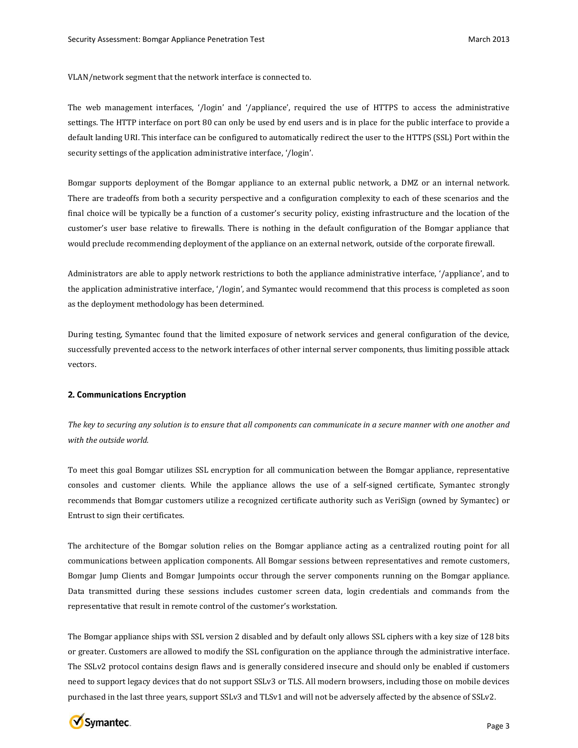VLAN/network segment that the network interface is connected to.

The web management interfaces, '/login' and '/appliance', required the use of HTTPS to access the administrative settings. The HTTP interface on port 80 can only be used by end users and is in place for the public interface to provide a default landing URI. This interface can be configured to automatically redirect the user to the HTTPS (SSL) Port within the security settings of the application administrative interface, '/login'.

Bomgar supports deployment of the Bomgar appliance to an external public network, a DMZ or an internal network. There are tradeoffs from both a security perspective and a configuration complexity to each of these scenarios and the final choice will be typically be a function of a customer's security policy, existing infrastructure and the location of the customer's user base relative to firewalls. There is nothing in the default configuration of the Bomgar appliance that would preclude recommending deployment of the appliance on an external network, outside of the corporate firewall.

Administrators are able to apply network restrictions to both the appliance administrative interface, '/appliance', and to the application administrative interface, '/login', and Symantec would recommend that this process is completed as soon as the deployment methodology has been determined.

During testing, Symantec found that the limited exposure of network services and general configuration of the device, successfully prevented access to the network interfaces of other internal server components, thus limiting possible attack vectors.

## 2. Communications Encryption

*The key to securing any solution is to ensure that all components can communicate in a secure manner with one another and with the outside world.*

To meet this goal Bomgar utilizes SSL encryption for all communication between the Bomgar appliance, representative consoles and customer clients. While the appliance allows the use of a self-signed certificate, Symantec strongly recommends that Bomgar customers utilize a recognized certificate authority such as VeriSign (owned by Symantec) or Entrust to sign their certificates.

The architecture of the Bomgar solution relies on the Bomgar appliance acting as a centralized routing point for all communications between application components. All Bomgar sessions between representatives and remote customers, Bomgar Jump Clients and Bomgar Jumpoints occur through the server components running on the Bomgar appliance. Data transmitted during these sessions includes customer screen data, login credentials and commands from the representative that result in remote control of the customer's workstation.

The Bomgar appliance ships with SSL version 2 disabled and by default only allows SSL ciphers with a key size of 128 bits or greater. Customers are allowed to modify the SSL configuration on the appliance through the administrative interface. The SSLv2 protocol contains design flaws and is generally considered insecure and should only be enabled if customers need to support legacy devices that do not support SSLv3 or TLS. All modern browsers, including those on mobile devices purchased in the last three years, support SSLv3 and TLSv1 and will not be adversely affected by the absence of SSLv2.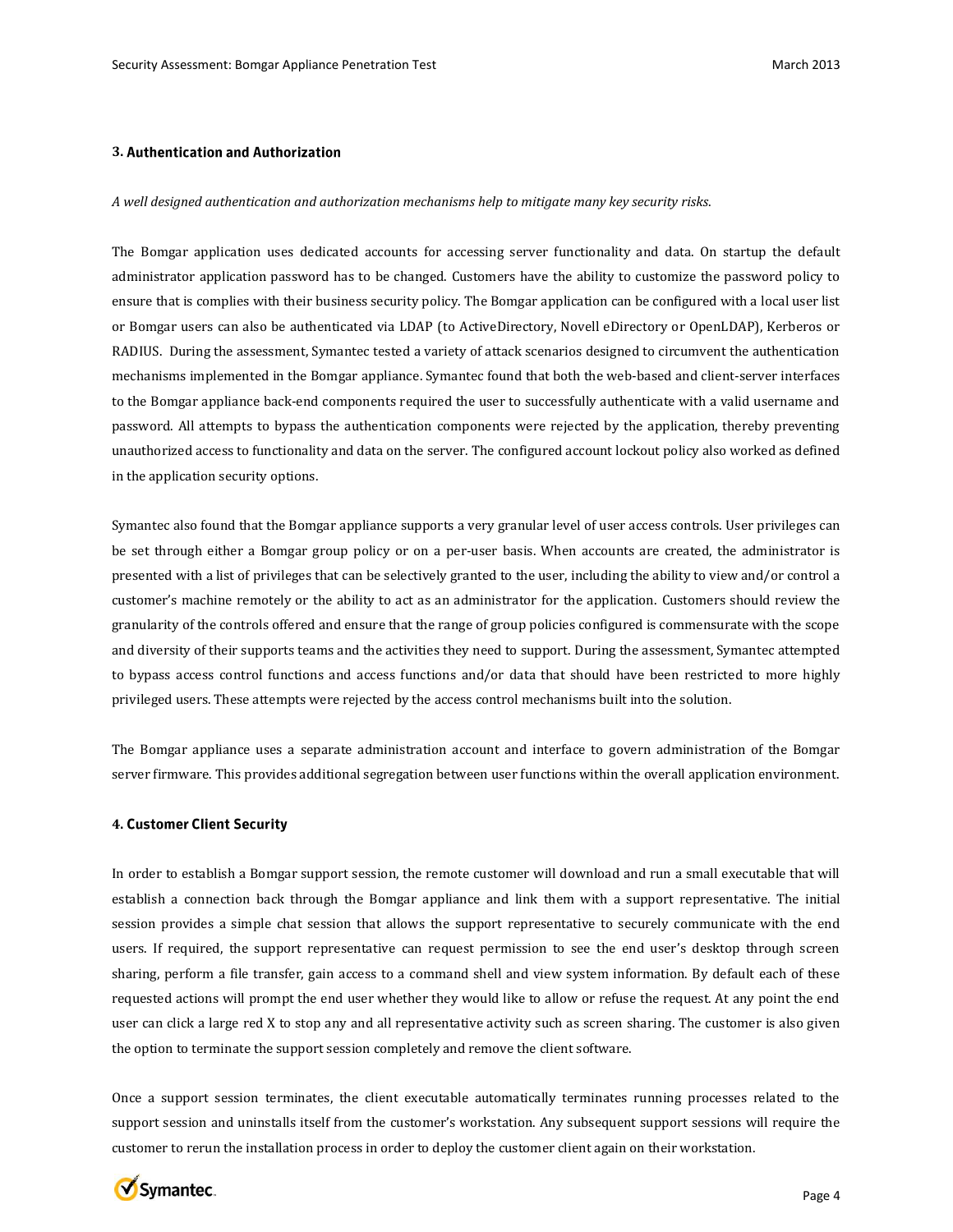## 3. Authentication and Authorization

*A well designed authentication and authorization mechanisms help to mitigate many key security risks.*

The Bomgar application uses dedicated accounts for accessing server functionality and data. On startup the default administrator application password has to be changed. Customers have the ability to customize the password policy to ensure that is complies with their business security policy. The Bomgar application can be configured with a local user list or Bomgar users can also be authenticated via LDAP (to ActiveDirectory, Novell eDirectory or OpenLDAP), Kerberos or RADIUS. During the assessment, Symantec tested a variety of attack scenarios designed to circumvent the authentication mechanisms implemented in the Bomgar appliance. Symantec found that both the web-based and client-server interfaces to the Bomgar appliance back-end components required the user to successfully authenticate with a valid username and password. All attempts to bypass the authentication components were rejected by the application, thereby preventing unauthorized access to functionality and data on the server. The configured account lockout policy also worked as defined in the application security options.

Symantec also found that the Bomgar appliance supports a very granular level of user access controls. User privileges can be set through either a Bomgar group policy or on a per-user basis. When accounts are created, the administrator is presented with a list of privileges that can be selectively granted to the user, including the ability to view and/or control a customer's machine remotely or the ability to act as an administrator for the application. Customers should review the granularity of the controls offered and ensure that the range of group policies configured is commensurate with the scope and diversity of their supports teams and the activities they need to support. During the assessment, Symantec attempted to bypass access control functions and access functions and/or data that should have been restricted to more highly privileged users. These attempts were rejected by the access control mechanisms built into the solution.

The Bomgar appliance uses a separate administration account and interface to govern administration of the Bomgar server firmware. This provides additional segregation between user functions within the overall application environment.

## 4. Customer Client Security

In order to establish a Bomgar support session, the remote customer will download and run a small executable that will establish a connection back through the Bomgar appliance and link them with a support representative. The initial session provides a simple chat session that allows the support representative to securely communicate with the end users. If required, the support representative can request permission to see the end user's desktop through screen sharing, perform a file transfer, gain access to a command shell and view system information. By default each of these requested actions will prompt the end user whether they would like to allow or refuse the request. At any point the end user can click a large red X to stop any and all representative activity such as screen sharing. The customer is also given the option to terminate the support session completely and remove the client software.

Once a support session terminates, the client executable automatically terminates running processes related to the support session and uninstalls itself from the customer's workstation. Any subsequent support sessions will require the customer to rerun the installation process in order to deploy the customer client again on their workstation.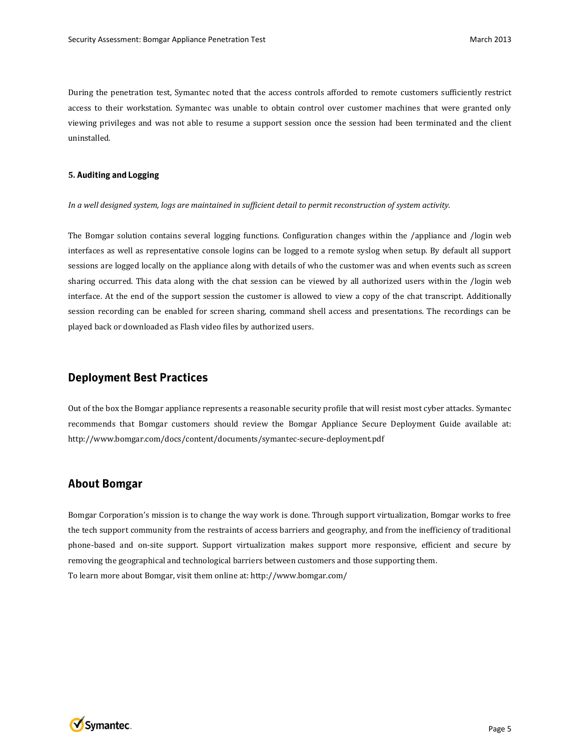During the penetration test, Symantec noted that the access controls afforded to remote customers sufficiently restrict access to their workstation. Symantec was unable to obtain control over customer machines that were granted only viewing privileges and was not able to resume a support session once the session had been terminated and the client uninstalled.

### 5. Auditing and Logging

*In a well designed system, logs are maintained in sufficient detail to permit reconstruction of system activity.*

The Bomgar solution contains several logging functions. Configuration changes within the /appliance and /login web interfaces as well as representative console logins can be logged to a remote syslog when setup. By default all support sessions are logged locally on the appliance along with details of who the customer was and when events such as screen sharing occurred. This data along with the chat session can be viewed by all authorized users within the /login web interface. At the end of the support session the customer is allowed to view a copy of the chat transcript. Additionally session recording can be enabled for screen sharing, command shell access and presentations. The recordings can be played back or downloaded as Flash video files by authorized users.

## Deployment Best Practices

Out of the box the Bomgar appliance represents a reasonable security profile that will resist most cyber attacks. Symantec recommends that Bomgar customers should review the Bomgar Appliance Secure Deployment Guide available at: http://www.bomgar.com/docs/content/documents/symantec-secure-deployment.pdf

## About Bomgar

Bomgar Corporation's mission is to change the way work is done. Through support virtualization, Bomgar works to free the tech support community from the restraints of access barriers and geography, and from the inefficiency of traditional phone-based and on-site support. Support virtualization makes support more responsive, efficient and secure by removing the geographical and technological barriers between customers and those supporting them.
To learn more about Bomgar, visit them online at: http://www.bomgar.com/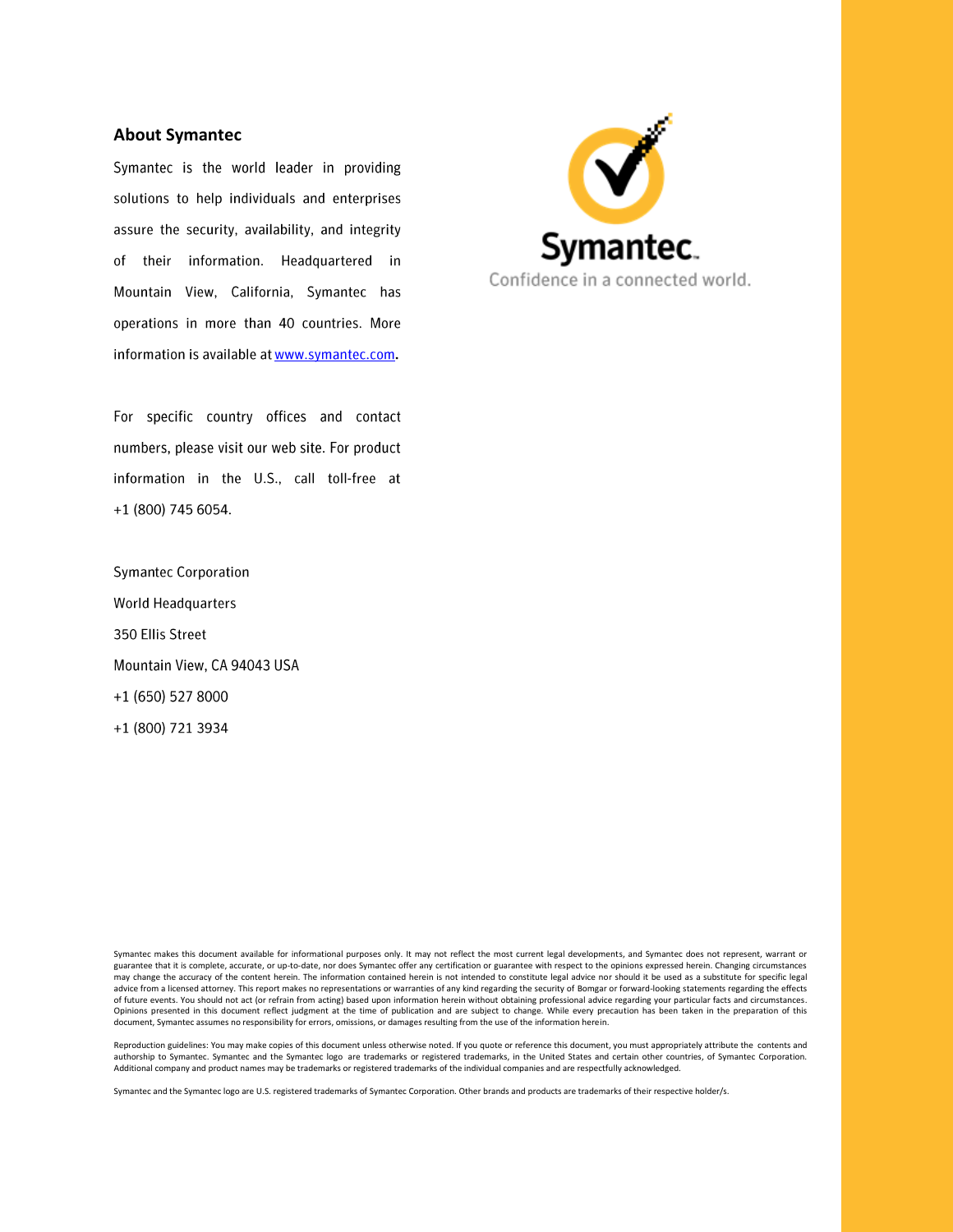## About Symantec

Symantec is the world leader in providing solutions to help individuals and enterprises assure the security, availability, and integrity of their information. Headquartered in Mountain View, California, Symantec has operations in more than 40 countries. More information is available at www.symantec.com.

For specific country offices and contact numbers, please visit our web site. For product information in the U.S., call toll-free at +1 (800) 745 6054.

Symantec Corporation
World Headquarters
350 Ellis Street
Mountain View, CA 94043 USA
+1 (650) 527 8000
+1 (800) 721 3934

Symantec
Confidence in a connected world.

Symantec makes this document available for informational purposes only. It may not reflect the most current legal developments, and Symantec does not represent, warrant or guarantee that it is complete, accurate, or up-to-date, nor does Symantec offer any certification or guarantee with respect to the opinions expressed herein. Changing circumstances may change the accuracy of the content herein. The information contained herein is not intended to constitute legal advice nor should it be used as a substitute for specific legal advice from a licensed attorney. This report makes no representations or warranties of any kind regarding the security of Bomgar or forward-looking statements regarding the effects of future events. You should not act (or refrain from acting) based upon information herein without obtaining professional advice regarding your particular facts and circumstances. Opinions presented in this document reflect judgment at the time of publication and are subject to change. While every precaution has been taken in the preparation of this document, Symantec assumes no responsibility for errors, omissions, or damages resulting from the use of the information herein.

Reproduction guidelines: You may make copies of this document unless otherwise noted. If you quote or reference this document, you must appropriately attribute the contents and authorship to Symantec. Symantec and the Symantec logo are trademarks or registered trademarks, in the United States and certain other countries, of Symantec Corporation. Additional company and product names may be trademarks or registered trademarks of the individual companies and are respectfully acknowledged.

Symantec and the Symantec logo are U.S. registered trademarks of Symantec Corporation. Other brands and products are trademarks of their respective holder/s.